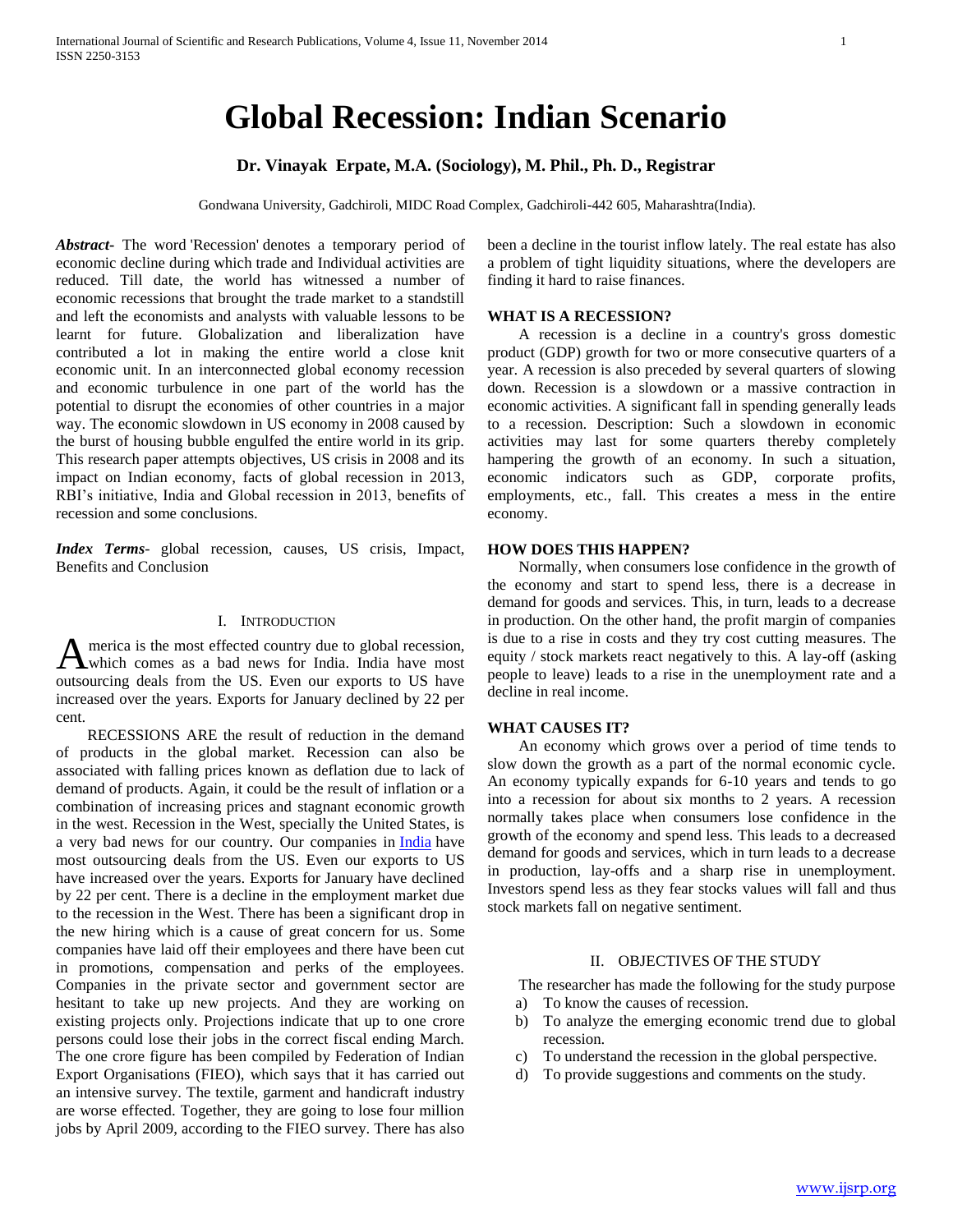# Global Recession: Indian Scenario

**Dr. Vinayak Erpate, M.A. (Sociology), M. Phil., Ph. D., Registrar**

Gondwana University, Gadchiroli, MIDC Road Complex, Gadchiroli-442 605, Maharashtra(India).

***Abstract***- The word 'Recession' denotes a temporary period of economic decline during which trade and Individual activities are reduced. Till date, the world has witnessed a number of economic recessions that brought the trade market to a standstill and left the economists and analysts with valuable lessons to be learnt for future. Globalization and liberalization have contributed a lot in making the entire world a close knit economic unit. In an interconnected global economy recession and economic turbulence in one part of the world has the potential to disrupt the economies of other countries in a major way. The economic slowdown in US economy in 2008 caused by the burst of housing bubble engulfed the entire world in its grip. This research paper attempts objectives, US crisis in 2008 and its impact on Indian economy, facts of global recession in 2013, RBI's initiative, India and Global recession in 2013, benefits of recession and some conclusions.

***Index Terms***- global recession, causes, US crisis, Impact, Benefits and Conclusion

## I. Introduction

America is the most effected country due to global recession, which comes as a bad news for India. India have most outsourcing deals from the US. Even our exports to US have increased over the years. Exports for January declined by 22 per cent.

RECESSIONS ARE the result of reduction in the demand of products in the global market. Recession can also be associated with falling prices known as deflation due to lack of demand of products. Again, it could be the result of inflation or a combination of increasing prices and stagnant economic growth in the west. Recession in the West, specially the United States, is a very bad news for our country. Our companies in India have most outsourcing deals from the US. Even our exports to US have increased over the years. Exports for January have declined by 22 per cent. There is a decline in the employment market due to the recession in the West. There has been a significant drop in the new hiring which is a cause of great concern for us. Some companies have laid off their employees and there have been cut in promotions, compensation and perks of the employees. Companies in the private sector and government sector are hesitant to take up new projects. And they are working on existing projects only. Projections indicate that up to one crore persons could lose their jobs in the correct fiscal ending March. The one crore figure has been compiled by Federation of Indian Export Organisations (FIEO), which says that it has carried out an intensive survey. The textile, garment and handicraft industry are worse effected. Together, they are going to lose four million jobs by April 2009, according to the FIEO survey. There has also been a decline in the tourist inflow lately. The real estate has also a problem of tight liquidity situations, where the developers are finding it hard to raise finances.

### WHAT IS A RECESSION?

A recession is a decline in a country's gross domestic product (GDP) growth for two or more consecutive quarters of a year. A recession is also preceded by several quarters of slowing down. Recession is a slowdown or a massive contraction in economic activities. A significant fall in spending generally leads to a recession. Description: Such a slowdown in economic activities may last for some quarters thereby completely hampering the growth of an economy. In such a situation, economic indicators such as GDP, corporate profits, employments, etc., fall. This creates a mess in the entire economy.

### HOW DOES THIS HAPPEN?

Normally, when consumers lose confidence in the growth of the economy and start to spend less, there is a decrease in demand for goods and services. This, in turn, leads to a decrease in production. On the other hand, the profit margin of companies is due to a rise in costs and they try cost cutting measures. The equity / stock markets react negatively to this. A lay-off (asking people to leave) leads to a rise in the unemployment rate and a decline in real income.

### WHAT CAUSES IT?

An economy which grows over a period of time tends to slow down the growth as a part of the normal economic cycle. An economy typically expands for 6-10 years and tends to go into a recession for about six months to 2 years. A recession normally takes place when consumers lose confidence in the growth of the economy and spend less. This leads to a decreased demand for goods and services, which in turn leads to a decrease in production, lay-offs and a sharp rise in unemployment. Investors spend less as they fear stocks values will fall and thus stock markets fall on negative sentiment.

## II. Objectives of the Study

The researcher has made the following for the study purpose

a) To know the causes of recession.
b) To analyze the emerging economic trend due to global recession.
c) To understand the recession in the global perspective.
d) To provide suggestions and comments on the study.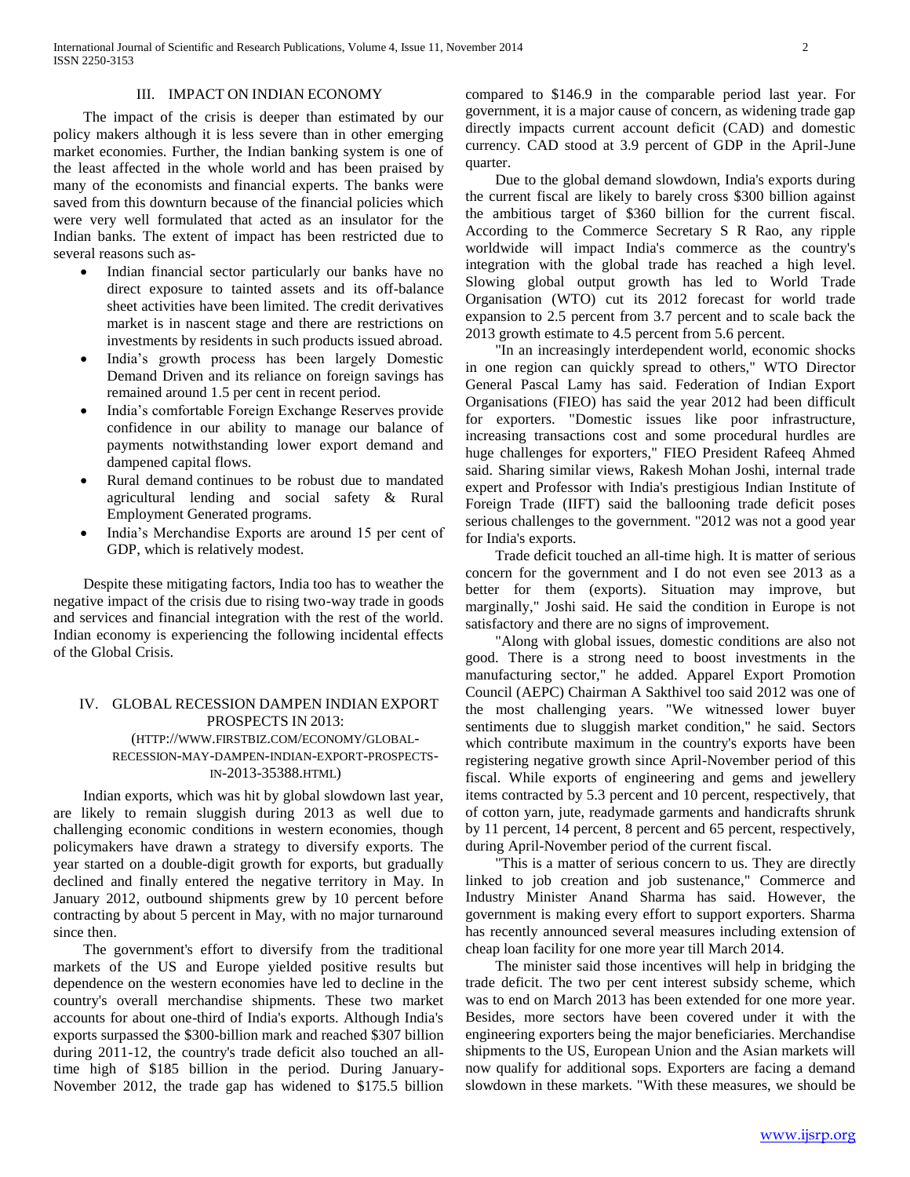## III. IMPACT ON INDIAN ECONOMY

The impact of the crisis is deeper than estimated by our policy makers although it is less severe than in other emerging market economies. Further, the Indian banking system is one of the least affected in the whole world and has been praised by many of the economists and financial experts. The banks were saved from this downturn because of the financial policies which were very well formulated that acted as an insulator for the Indian banks. The extent of impact has been restricted due to several reasons such as-

- Indian financial sector particularly our banks have no direct exposure to tainted assets and its off-balance sheet activities have been limited. The credit derivatives market is in nascent stage and there are restrictions on investments by residents in such products issued abroad.
- India's growth process has been largely Domestic Demand Driven and its reliance on foreign savings has remained around 1.5 per cent in recent period.
- India's comfortable Foreign Exchange Reserves provide confidence in our ability to manage our balance of payments notwithstanding lower export demand and dampened capital flows.
- Rural demand continues to be robust due to mandated agricultural lending and social safety & Rural Employment Generated programs.
- India's Merchandise Exports are around 15 per cent of GDP, which is relatively modest.

Despite these mitigating factors, India too has to weather the negative impact of the crisis due to rising two-way trade in goods and services and financial integration with the rest of the world. Indian economy is experiencing the following incidental effects of the Global Crisis.

## IV. GLOBAL RECESSION DAMPEN INDIAN EXPORT PROSPECTS IN 2013:

(HTTP://WWW.FIRSTBIZ.COM/ECONOMY/GLOBAL-RECESSION-MAY-DAMPEN-INDIAN-EXPORT-PROSPECTS-IN-2013-35388.HTML)

Indian exports, which was hit by global slowdown last year, are likely to remain sluggish during 2013 as well due to challenging economic conditions in western economies, though policymakers have drawn a strategy to diversify exports. The year started on a double-digit growth for exports, but gradually declined and finally entered the negative territory in May. In January 2012, outbound shipments grew by 10 percent before contracting by about 5 percent in May, with no major turnaround since then.

The government's effort to diversify from the traditional markets of the US and Europe yielded positive results but dependence on the western economies have led to decline in the country's overall merchandise shipments. These two market accounts for about one-third of India's exports. Although India's exports surpassed the $300-billion mark and reached $307 billion during 2011-12, the country's trade deficit also touched an all-time high of $185 billion in the period. During January-November 2012, the trade gap has widened to $175.5 billion compared to $146.9 in the comparable period last year. For government, it is a major cause of concern, as widening trade gap directly impacts current account deficit (CAD) and domestic currency. CAD stood at 3.9 percent of GDP in the April-June quarter.

Due to the global demand slowdown, India's exports during the current fiscal are likely to barely cross $300 billion against the ambitious target of $360 billion for the current fiscal. According to the Commerce Secretary S R Rao, any ripple worldwide will impact India's commerce as the country's integration with the global trade has reached a high level. Slowing global output growth has led to World Trade Organisation (WTO) cut its 2012 forecast for world trade expansion to 2.5 percent from 3.7 percent and to scale back the 2013 growth estimate to 4.5 percent from 5.6 percent.

"In an increasingly interdependent world, economic shocks in one region can quickly spread to others," WTO Director General Pascal Lamy has said. Federation of Indian Export Organisations (FIEO) has said the year 2012 had been difficult for exporters. "Domestic issues like poor infrastructure, increasing transactions cost and some procedural hurdles are huge challenges for exporters," FIEO President Rafeeq Ahmed said. Sharing similar views, Rakesh Mohan Joshi, internal trade expert and Professor with India's prestigious Indian Institute of Foreign Trade (IIFT) said the ballooning trade deficit poses serious challenges to the government. "2012 was not a good year for India's exports.

Trade deficit touched an all-time high. It is matter of serious concern for the government and I do not even see 2013 as a better for them (exports). Situation may improve, but marginally," Joshi said. He said the condition in Europe is not satisfactory and there are no signs of improvement.

"Along with global issues, domestic conditions are also not good. There is a strong need to boost investments in the manufacturing sector," he added. Apparel Export Promotion Council (AEPC) Chairman A Sakthivel too said 2012 was one of the most challenging years. "We witnessed lower buyer sentiments due to sluggish market condition," he said. Sectors which contribute maximum in the country's exports have been registering negative growth since April-November period of this fiscal. While exports of engineering and gems and jewellery items contracted by 5.3 percent and 10 percent, respectively, that of cotton yarn, jute, readymade garments and handicrafts shrunk by 11 percent, 14 percent, 8 percent and 65 percent, respectively, during April-November period of the current fiscal.

"This is a matter of serious concern to us. They are directly linked to job creation and job sustenance," Commerce and Industry Minister Anand Sharma has said. However, the government is making every effort to support exporters. Sharma has recently announced several measures including extension of cheap loan facility for one more year till March 2014.

The minister said those incentives will help in bridging the trade deficit. The two per cent interest subsidy scheme, which was to end on March 2013 has been extended for one more year. Besides, more sectors have been covered under it with the engineering exporters being the major beneficiaries. Merchandise shipments to the US, European Union and the Asian markets will now qualify for additional sops. Exporters are facing a demand slowdown in these markets. "With these measures, we should be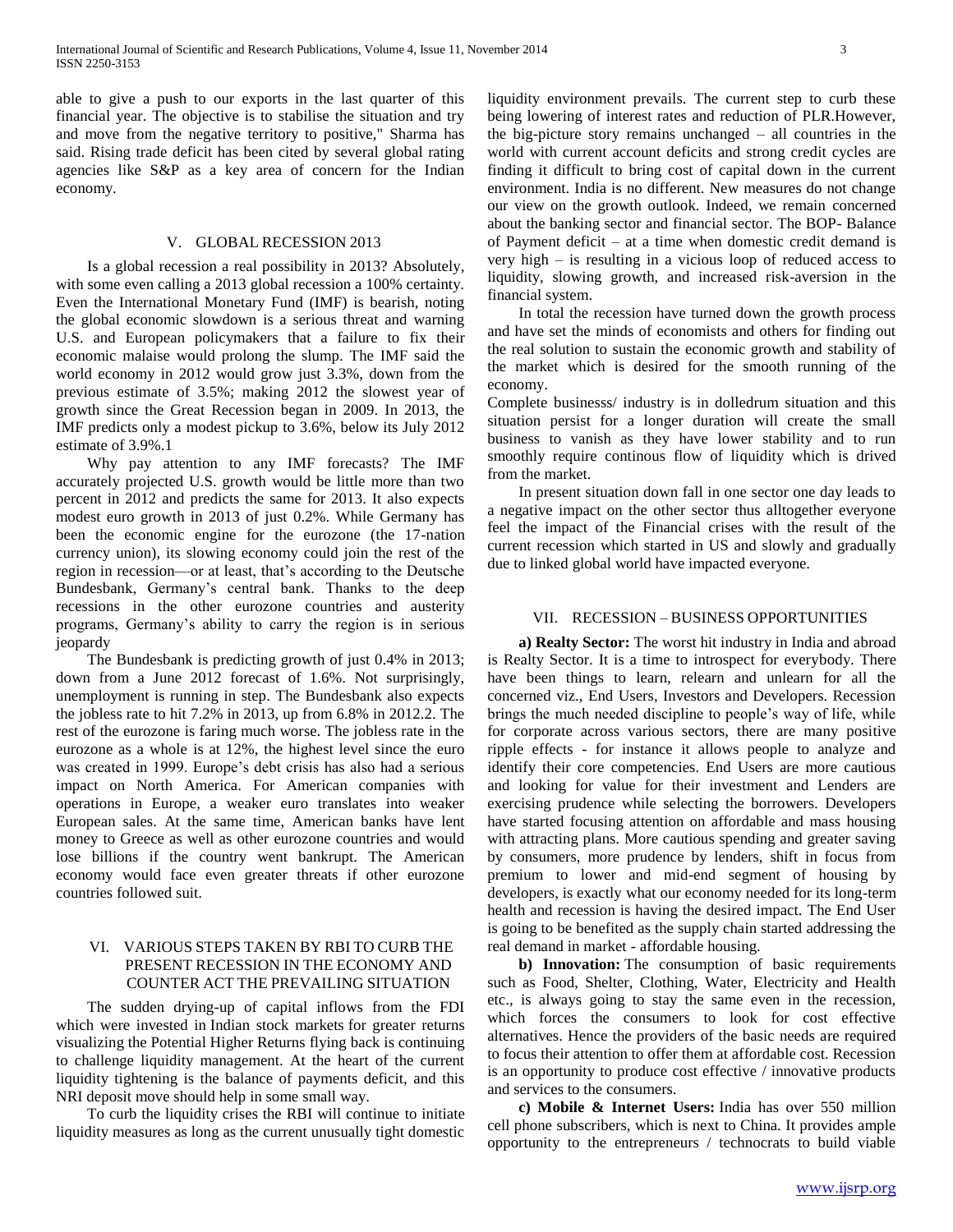able to give a push to our exports in the last quarter of this financial year. The objective is to stabilise the situation and try and move from the negative territory to positive," Sharma has said. Rising trade deficit has been cited by several global rating agencies like S&P as a key area of concern for the Indian economy.

## V. GLOBAL RECESSION 2013

Is a global recession a real possibility in 2013? Absolutely, with some even calling a 2013 global recession a 100% certainty. Even the International Monetary Fund (IMF) is bearish, noting the global economic slowdown is a serious threat and warning U.S. and European policymakers that a failure to fix their economic malaise would prolong the slump. The IMF said the world economy in 2012 would grow just 3.3%, down from the previous estimate of 3.5%; making 2012 the slowest year of growth since the Great Recession began in 2009. In 2013, the IMF predicts only a modest pickup to 3.6%, below its July 2012 estimate of 3.9%.1

Why pay attention to any IMF forecasts? The IMF accurately projected U.S. growth would be little more than two percent in 2012 and predicts the same for 2013. It also expects modest euro growth in 2013 of just 0.2%. While Germany has been the economic engine for the eurozone (the 17-nation currency union), its slowing economy could join the rest of the region in recession—or at least, that's according to the Deutsche Bundesbank, Germany's central bank. Thanks to the deep recessions in the other eurozone countries and austerity programs, Germany's ability to carry the region is in serious jeopardy

The Bundesbank is predicting growth of just 0.4% in 2013; down from a June 2012 forecast of 1.6%. Not surprisingly, unemployment is running in step. The Bundesbank also expects the jobless rate to hit 7.2% in 2013, up from 6.8% in 2012.2. The rest of the eurozone is faring much worse. The jobless rate in the eurozone as a whole is at 12%, the highest level since the euro was created in 1999. Europe's debt crisis has also had a serious impact on North America. For American companies with operations in Europe, a weaker euro translates into weaker European sales. At the same time, American banks have lent money to Greece as well as other eurozone countries and would lose billions if the country went bankrupt. The American economy would face even greater threats if other eurozone countries followed suit.

## VI. VARIOUS STEPS TAKEN BY RBI TO CURB THE PRESENT RECESSION IN THE ECONOMY AND COUNTER ACT THE PREVAILING SITUATION

The sudden drying-up of capital inflows from the FDI which were invested in Indian stock markets for greater returns visualizing the Potential Higher Returns flying back is continuing to challenge liquidity management. At the heart of the current liquidity tightening is the balance of payments deficit, and this NRI deposit move should help in some small way.

To curb the liquidity crises the RBI will continue to initiate liquidity measures as long as the current unusually tight domestic liquidity environment prevails. The current step to curb these being lowering of interest rates and reduction of PLR.However, the big-picture story remains unchanged – all countries in the world with current account deficits and strong credit cycles are finding it difficult to bring cost of capital down in the current environment. India is no different. New measures do not change our view on the growth outlook. Indeed, we remain concerned about the banking sector and financial sector. The BOP- Balance of Payment deficit – at a time when domestic credit demand is very high – is resulting in a vicious loop of reduced access to liquidity, slowing growth, and increased risk-aversion in the financial system.

In total the recession have turned down the growth process and have set the minds of economists and others for finding out the real solution to sustain the economic growth and stability of the market which is desired for the smooth running of the economy.

Complete businesss/ industry is in dolledrum situation and this situation persist for a longer duration will create the small business to vanish as they have lower stability and to run smoothly require continous flow of liquidity which is drived from the market.

In present situation down fall in one sector one day leads to a negative impact on the other sector thus alltogether everyone feel the impact of the Financial crises with the result of the current recession which started in US and slowly and gradually due to linked global world have impacted everyone.

## VII. RECESSION – BUSINESS OPPORTUNITIES

**a) Realty Sector:** The worst hit industry in India and abroad is Realty Sector. It is a time to introspect for everybody. There have been things to learn, relearn and unlearn for all the concerned viz., End Users, Investors and Developers. Recession brings the much needed discipline to people's way of life, while for corporate across various sectors, there are many positive ripple effects - for instance it allows people to analyze and identify their core competencies. End Users are more cautious and looking for value for their investment and Lenders are exercising prudence while selecting the borrowers. Developers have started focusing attention on affordable and mass housing with attracting plans. More cautious spending and greater saving by consumers, more prudence by lenders, shift in focus from premium to lower and mid-end segment of housing by developers, is exactly what our economy needed for its long-term health and recession is having the desired impact. The End User is going to be benefited as the supply chain started addressing the real demand in market - affordable housing.

**b) Innovation:** The consumption of basic requirements such as Food, Shelter, Clothing, Water, Electricity and Health etc., is always going to stay the same even in the recession, which forces the consumers to look for cost effective alternatives. Hence the providers of the basic needs are required to focus their attention to offer them at affordable cost. Recession is an opportunity to produce cost effective / innovative products and services to the consumers.

**c) Mobile & Internet Users:** India has over 550 million cell phone subscribers, which is next to China. It provides ample opportunity to the entrepreneurs / technocrats to build viable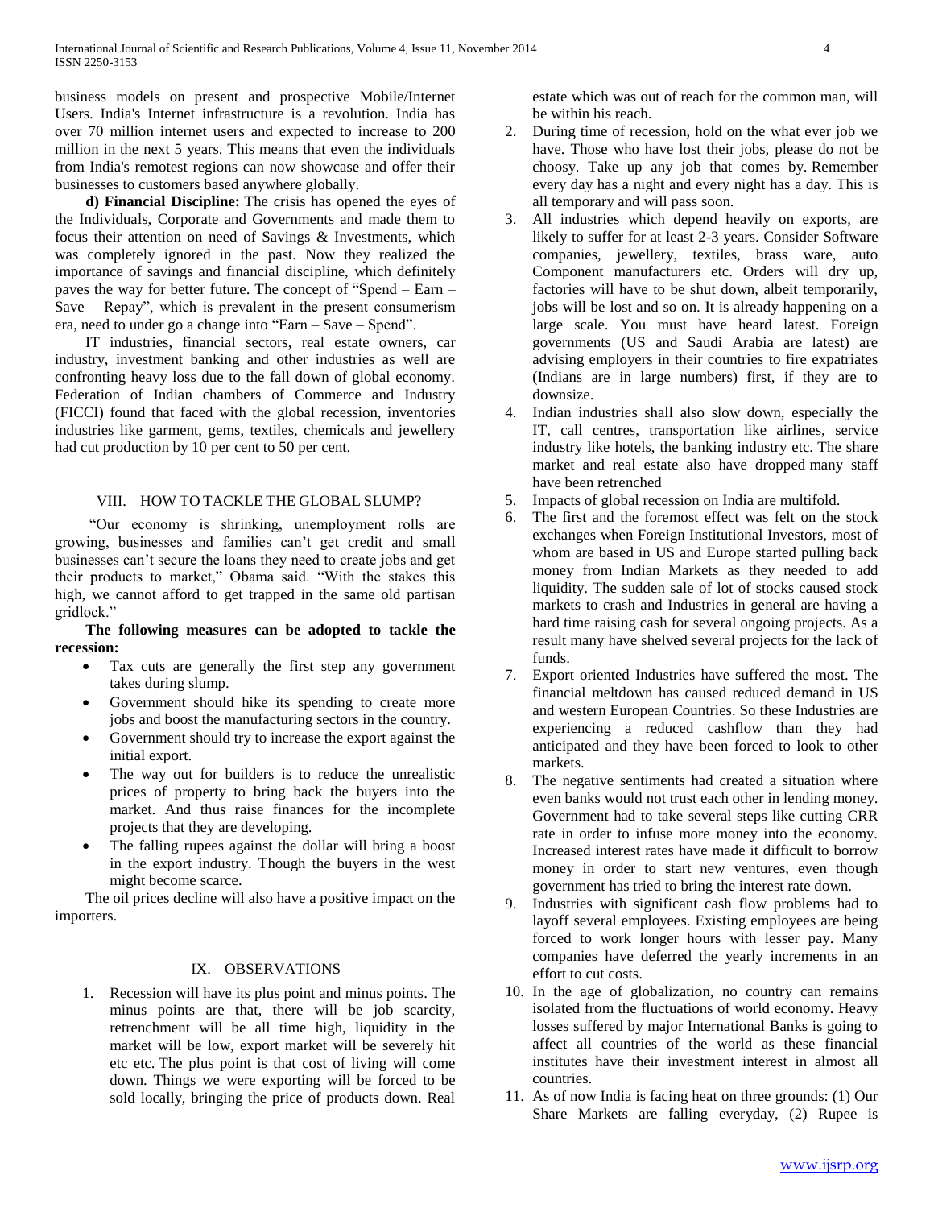business models on present and prospective Mobile/Internet Users. India's Internet infrastructure is a revolution. India has over 70 million internet users and expected to increase to 200 million in the next 5 years. This means that even the individuals from India's remotest regions can now showcase and offer their businesses to customers based anywhere globally.

**d) Financial Discipline:** The crisis has opened the eyes of the Individuals, Corporate and Governments and made them to focus their attention on need of Savings & Investments, which was completely ignored in the past. Now they realized the importance of savings and financial discipline, which definitely paves the way for better future. The concept of "Spend – Earn – Save – Repay", which is prevalent in the present consumerism era, need to under go a change into "Earn – Save – Spend".

IT industries, financial sectors, real estate owners, car industry, investment banking and other industries as well are confronting heavy loss due to the fall down of global economy. Federation of Indian chambers of Commerce and Industry (FICCI) found that faced with the global recession, inventories industries like garment, gems, textiles, chemicals and jewellery had cut production by 10 per cent to 50 per cent.

## VIII. HOW TO TACKLE THE GLOBAL SLUMP?

"Our economy is shrinking, unemployment rolls are growing, businesses and families can't get credit and small businesses can't secure the loans they need to create jobs and get their products to market," Obama said. "With the stakes this high, we cannot afford to get trapped in the same old partisan gridlock."

**The following measures can be adopted to tackle the recession:**

- Tax cuts are generally the first step any government takes during slump.
- Government should hike its spending to create more jobs and boost the manufacturing sectors in the country.
- Government should try to increase the export against the initial export.
- The way out for builders is to reduce the unrealistic prices of property to bring back the buyers into the market. And thus raise finances for the incomplete projects that they are developing.
- The falling rupees against the dollar will bring a boost in the export industry. Though the buyers in the west might become scarce.

The oil prices decline will also have a positive impact on the importers.

## IX. OBSERVATIONS

1. Recession will have its plus point and minus points. The minus points are that, there will be job scarcity, retrenchment will be all time high, liquidity in the market will be low, export market will be severely hit etc etc. The plus point is that cost of living will come down. Things we were exporting will be forced to be sold locally, bringing the price of products down. Real estate which was out of reach for the common man, will be within his reach.
2. During time of recession, hold on the what ever job we have. Those who have lost their jobs, please do not be choosy. Take up any job that comes by. Remember every day has a night and every night has a day. This is all temporary and will pass soon.
3. All industries which depend heavily on exports, are likely to suffer for at least 2-3 years. Consider Software companies, jewellery, textiles, brass ware, auto Component manufacturers etc. Orders will dry up, factories will have to be shut down, albeit temporarily, jobs will be lost and so on. It is already happening on a large scale. You must have heard latest. Foreign governments (US and Saudi Arabia are latest) are advising employers in their countries to fire expatriates (Indians are in large numbers) first, if they are to downsize.
4. Indian industries shall also slow down, especially the IT, call centres, transportation like airlines, service industry like hotels, the banking industry etc. The share market and real estate also have dropped many staff have been retrenched
5. Impacts of global recession on India are multifold.
6. The first and the foremost effect was felt on the stock exchanges when Foreign Institutional Investors, most of whom are based in US and Europe started pulling back money from Indian Markets as they needed to add liquidity. The sudden sale of lot of stocks caused stock markets to crash and Industries in general are having a hard time raising cash for several ongoing projects. As a result many have shelved several projects for the lack of funds.
7. Export oriented Industries have suffered the most. The financial meltdown has caused reduced demand in US and western European Countries. So these Industries are experiencing a reduced cashflow than they had anticipated and they have been forced to look to other markets.
8. The negative sentiments had created a situation where even banks would not trust each other in lending money. Government had to take several steps like cutting CRR rate in order to infuse more money into the economy. Increased interest rates have made it difficult to borrow money in order to start new ventures, even though government has tried to bring the interest rate down.
9. Industries with significant cash flow problems had to layoff several employees. Existing employees are being forced to work longer hours with lesser pay. Many companies have deferred the yearly increments in an effort to cut costs.
10. In the age of globalization, no country can remains isolated from the fluctuations of world economy. Heavy losses suffered by major International Banks is going to affect all countries of the world as these financial institutes have their investment interest in almost all countries.
11. As of now India is facing heat on three grounds: (1) Our Share Markets are falling everyday, (2) Rupee is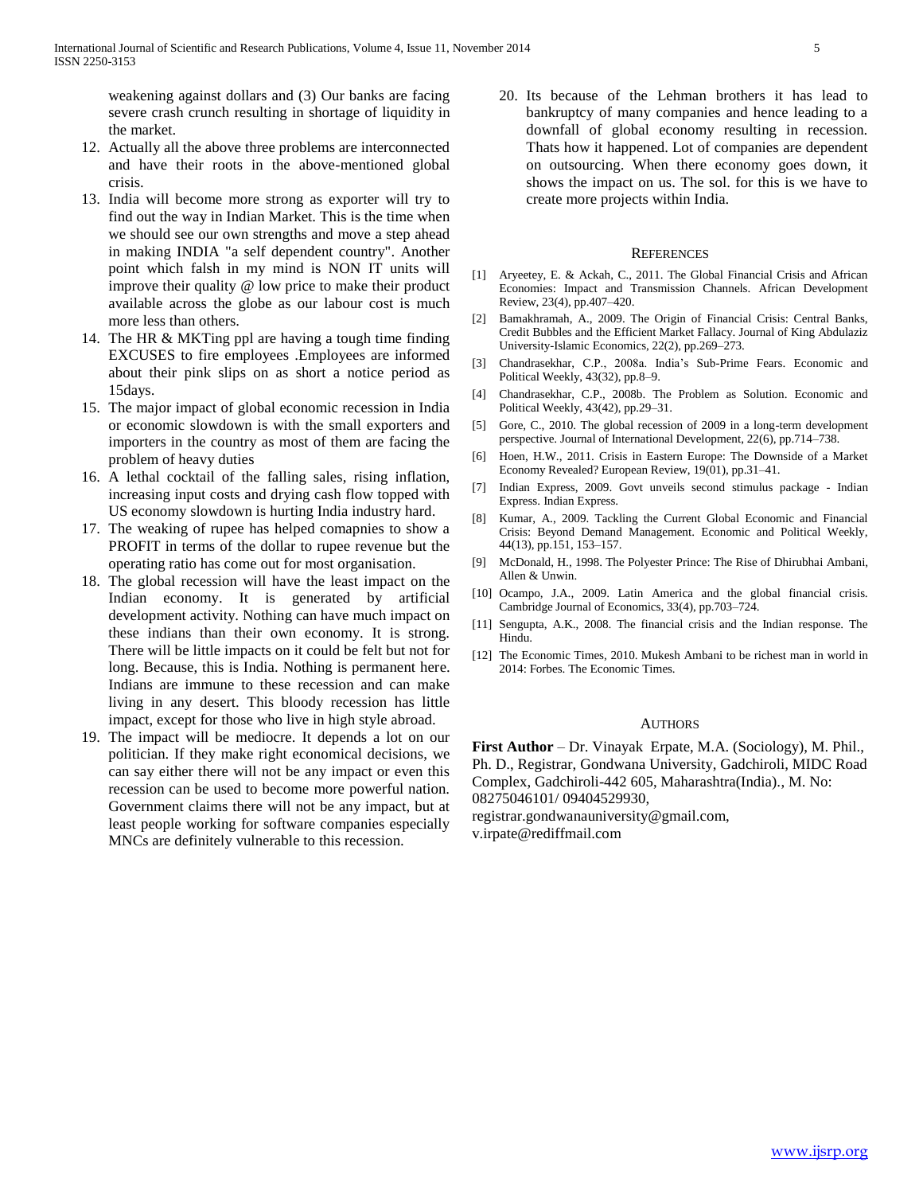weakening against dollars and (3) Our banks are facing severe crash crunch resulting in shortage of liquidity in the market.

12. Actually all the above three problems are interconnected and have their roots in the above-mentioned global crisis.
13. India will become more strong as exporter will try to find out the way in Indian Market. This is the time when we should see our own strengths and move a step ahead in making INDIA "a self dependent country". Another point which falsh in my mind is NON IT units will improve their quality @ low price to make their product available across the globe as our labour cost is much more less than others.
14. The HR & MKTing ppl are having a tough time finding EXCUSES to fire employees .Employees are informed about their pink slips on as short a notice period as 15days.
15. The major impact of global economic recession in India or economic slowdown is with the small exporters and importers in the country as most of them are facing the problem of heavy duties
16. A lethal cocktail of the falling sales, rising inflation, increasing input costs and drying cash flow topped with US economy slowdown is hurting India industry hard.
17. The weaking of rupee has helped comapnies to show a PROFIT in terms of the dollar to rupee revenue but the operating ratio has come out for most organisation.
18. The global recession will have the least impact on the Indian economy. It is generated by artificial development activity. Nothing can have much impact on these indians than their own economy. It is strong. There will be little impacts on it could be felt but not for long. Because, this is India. Nothing is permanent here. Indians are immune to these recession and can make living in any desert. This bloody recession has little impact, except for those who live in high style abroad.
19. The impact will be mediocre. It depends a lot on our politician. If they make right economical decisions, we can say either there will not be any impact or even this recession can be used to become more powerful nation. Government claims there will not be any impact, but at least people working for software companies especially MNCs are definitely vulnerable to this recession.
20. Its because of the Lehman brothers it has lead to bankruptcy of many companies and hence leading to a downfall of global economy resulting in recession. Thats how it happened. Lot of companies are dependent on outsourcing. When there economy goes down, it shows the impact on us. The sol. for this is we have to create more projects within India.

## References

[1] Aryeetey, E. & Ackah, C., 2011. The Global Financial Crisis and African Economies: Impact and Transmission Channels. African Development Review, 23(4), pp.407–420.

[2] Bamakhramah, A., 2009. The Origin of Financial Crisis: Central Banks, Credit Bubbles and the Efficient Market Fallacy. Journal of King Abdulaziz University-Islamic Economics, 22(2), pp.269–273.

[3] Chandrasekhar, C.P., 2008a. India's Sub-Prime Fears. Economic and Political Weekly, 43(32), pp.8–9.

[4] Chandrasekhar, C.P., 2008b. The Problem as Solution. Economic and Political Weekly, 43(42), pp.29–31.

[5] Gore, C., 2010. The global recession of 2009 in a long-term development perspective. Journal of International Development, 22(6), pp.714–738.

[6] Hoen, H.W., 2011. Crisis in Eastern Europe: The Downside of a Market Economy Revealed? European Review, 19(01), pp.31–41.

[7] Indian Express, 2009. Govt unveils second stimulus package - Indian Express. Indian Express.

[8] Kumar, A., 2009. Tackling the Current Global Economic and Financial Crisis: Beyond Demand Management. Economic and Political Weekly, 44(13), pp.151, 153–157.

[9] McDonald, H., 1998. The Polyester Prince: The Rise of Dhirubhai Ambani, Allen & Unwin.

[10] Ocampo, J.A., 2009. Latin America and the global financial crisis. Cambridge Journal of Economics, 33(4), pp.703–724.

[11] Sengupta, A.K., 2008. The financial crisis and the Indian response. The Hindu.

[12] The Economic Times, 2010. Mukesh Ambani to be richest man in world in 2014: Forbes. The Economic Times.

## Authors

**First Author** – Dr. Vinayak Erpate, M.A. (Sociology), M. Phil., Ph. D., Registrar, Gondwana University, Gadchiroli, MIDC Road Complex, Gadchiroli-442 605, Maharashtra(India)., M. No: 08275046101/ 09404529930, registrar.gondwanauniversity@gmail.com, v.irpate@rediffmail.com